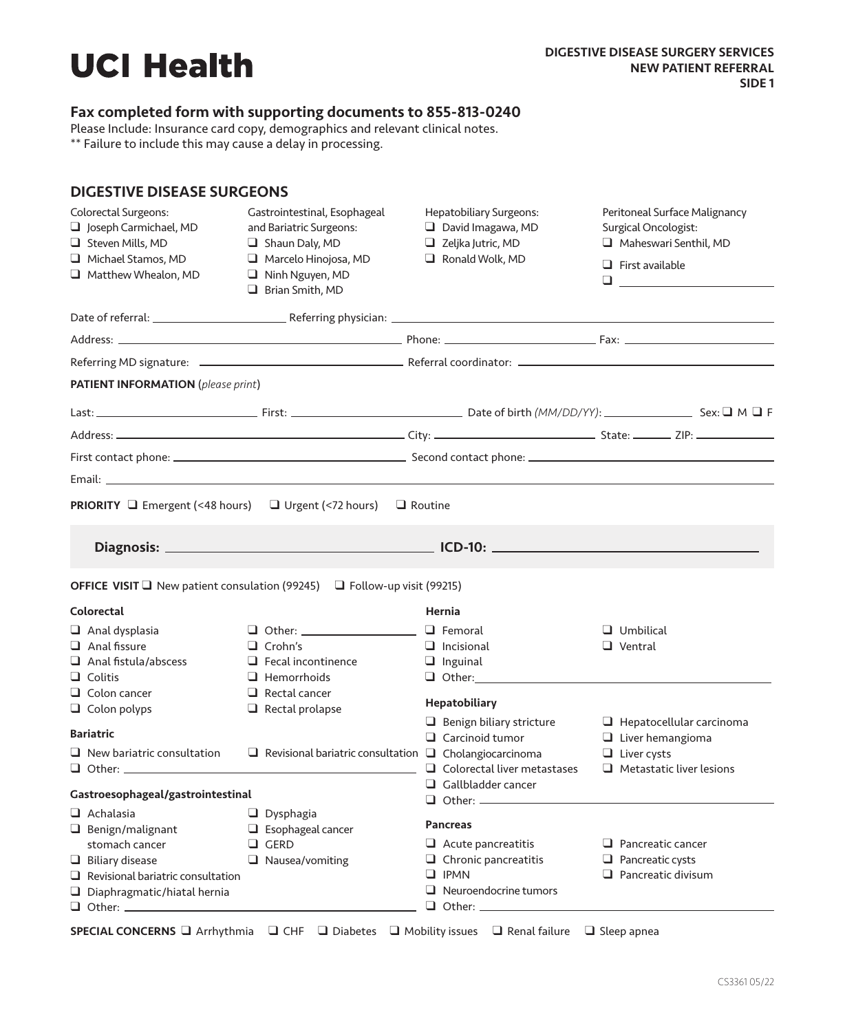# UCI Health

**DIGESTIVE DISEASE SURGERY SERVICES**
**NEW PATIENT REFERRAL**
**SIDE 1**

**Fax completed form with supporting documents to 855-813-0240**

Please Include: Insurance card copy, demographics and relevant clinical notes.
** Failure to include this may cause a delay in processing.

## DIGESTIVE DISEASE SURGEONS

Colorectal Surgeons:
- ❑ Joseph Carmichael, MD
- ❑ Steven Mills, MD
- ❑ Michael Stamos, MD
- ❑ Matthew Whealon, MD

Gastrointestinal, Esophageal and Bariatric Surgeons:
- ❑ Shaun Daly, MD
- ❑ Marcelo Hinojosa, MD
- ❑ Ninh Nguyen, MD
- ❑ Brian Smith, MD

Hepatobiliary Surgeons:
- ❑ David Imagawa, MD
- ❑ Zeljka Jutric, MD
- ❑ Ronald Wolk, MD

Peritoneal Surface Malignancy Surgical Oncologist:
- ❑ Maheswari Senthil, MD
- ❑ First available
- ❑ ______________

Date of referral: ______________ Referring physician: ______________

Address: ______________ Phone: ______________ Fax: ______________

Referring MD signature: ______________ Referral coordinator: ______________

**PATIENT INFORMATION** (*please print*)

Last: ______________ First: ______________ Date of birth *(MM/DD/YY)*: ______________ Sex: ❑ M ❑ F

Address: ______________ City: ______________ State: ______ ZIP: ______________

First contact phone: ______________ Second contact phone: ______________

Email: ______________

**PRIORITY** ❑ Emergent (<48 hours) ❑ Urgent (<72 hours) ❑ Routine

**Diagnosis:** ______________ **ICD-10:** ______________

**OFFICE VISIT** ❑ New patient consulation (99245) ❑ Follow-up visit (99215)

**Colorectal**
- ❑ Anal dysplasia
- ❑ Anal fissure
- ❑ Anal fistula/abscess
- ❑ Colitis
- ❑ Colon cancer
- ❑ Colon polyps
- ❑ Other: ______________
- ❑ Crohn's
- ❑ Fecal incontinence
- ❑ Hemorrhoids
- ❑ Rectal cancer
- ❑ Rectal prolapse

**Bariatric**
- ❑ New bariatric consultation
- ❑ Revisional bariatric consultation
- ❑ Other: ______________

**Gastroesophageal/gastrointestinal**
- ❑ Achalasia
- ❑ Benign/malignant stomach cancer
- ❑ Biliary disease
- ❑ Revisional bariatric consultation
- ❑ Diaphragmatic/hiatal hernia
- ❑ Other: ______________
- ❑ Dysphagia
- ❑ Esophageal cancer
- ❑ GERD
- ❑ Nausea/vomiting

**Hernia**
- ❑ Femoral
- ❑ Incisional
- ❑ Inguinal
- ❑ Other: ______________
- ❑ Umbilical
- ❑ Ventral

**Hepatobiliary**
- ❑ Benign biliary stricture
- ❑ Carcinoid tumor
- ❑ Cholangiocarcinoma
- ❑ Colorectal liver metastases
- ❑ Gallbladder cancer
- ❑ Other: ______________
- ❑ Hepatocellular carcinoma
- ❑ Liver hemangioma
- ❑ Liver cysts
- ❑ Metastatic liver lesions

**Pancreas**
- ❑ Acute pancreatitis
- ❑ Chronic pancreatitis
- ❑ IPMN
- ❑ Neuroendocrine tumors
- ❑ Other: ______________
- ❑ Pancreatic cancer
- ❑ Pancreatic cysts
- ❑ Pancreatic divisum

**SPECIAL CONCERNS** ❑ Arrhythmia ❑ CHF ❑ Diabetes ❑ Mobility issues ❑ Renal failure ❑ Sleep apnea

CS3361 05/22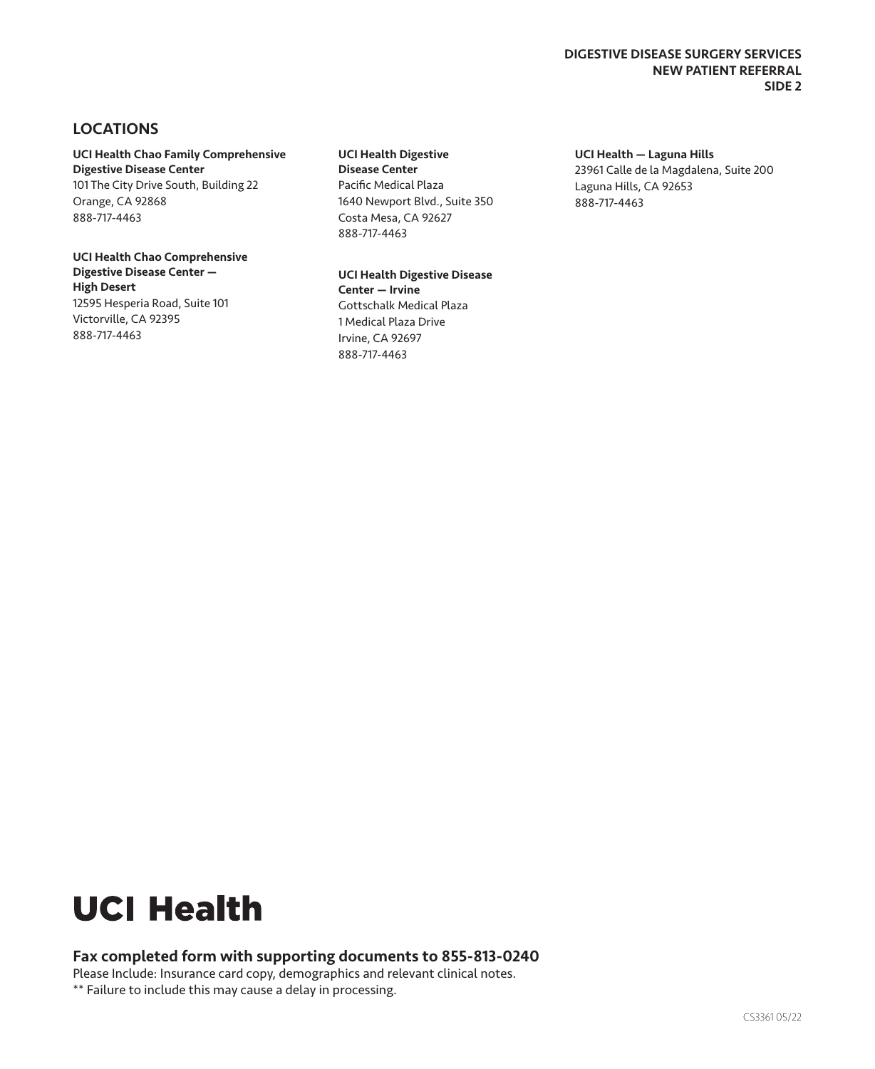**DIGESTIVE DISEASE SURGERY SERVICES**
**NEW PATIENT REFERRAL**
**SIDE 2**

## LOCATIONS

**UCI Health Chao Family Comprehensive Digestive Disease Center**
101 The City Drive South, Building 22
Orange, CA 92868
888-717-4463

**UCI Health Chao Comprehensive Digestive Disease Center — High Desert**
12595 Hesperia Road, Suite 101
Victorville, CA 92395
888-717-4463

**UCI Health Digestive Disease Center**
Pacific Medical Plaza
1640 Newport Blvd., Suite 350
Costa Mesa, CA 92627
888-717-4463

**UCI Health Digestive Disease Center — Irvine**
Gottschalk Medical Plaza
1 Medical Plaza Drive
Irvine, CA 92697
888-717-4463

**UCI Health — Laguna Hills**
23961 Calle de la Magdalena, Suite 200
Laguna Hills, CA 92653
888-717-4463

# UCI Health

**Fax completed form with supporting documents to 855-813-0240**

Please Include: Insurance card copy, demographics and relevant clinical notes.

** Failure to include this may cause a delay in processing.

CS3361 05/22